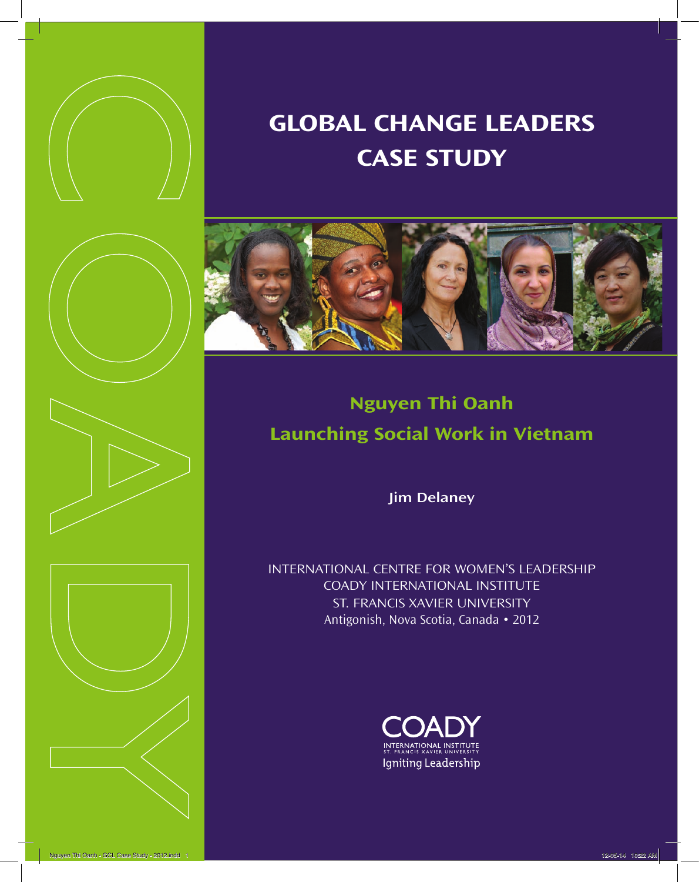# GLOBAL CHANGE LEADERS CASE STUDY

## Nguyen Thi Oanh

## Launching Social Work in Vietnam

**Jim Delaney**

INTERNATIONAL CENTRE FOR WOMEN'S LEADERSHIP
COADY INTERNATIONAL INSTITUTE
ST. FRANCIS XAVIER UNIVERSITY
Antigonish, Nova Scotia, Canada • 2012

COADY
INTERNATIONAL INSTITUTE
ST. FRANCIS XAVIER UNIVERSITY
Igniting Leadership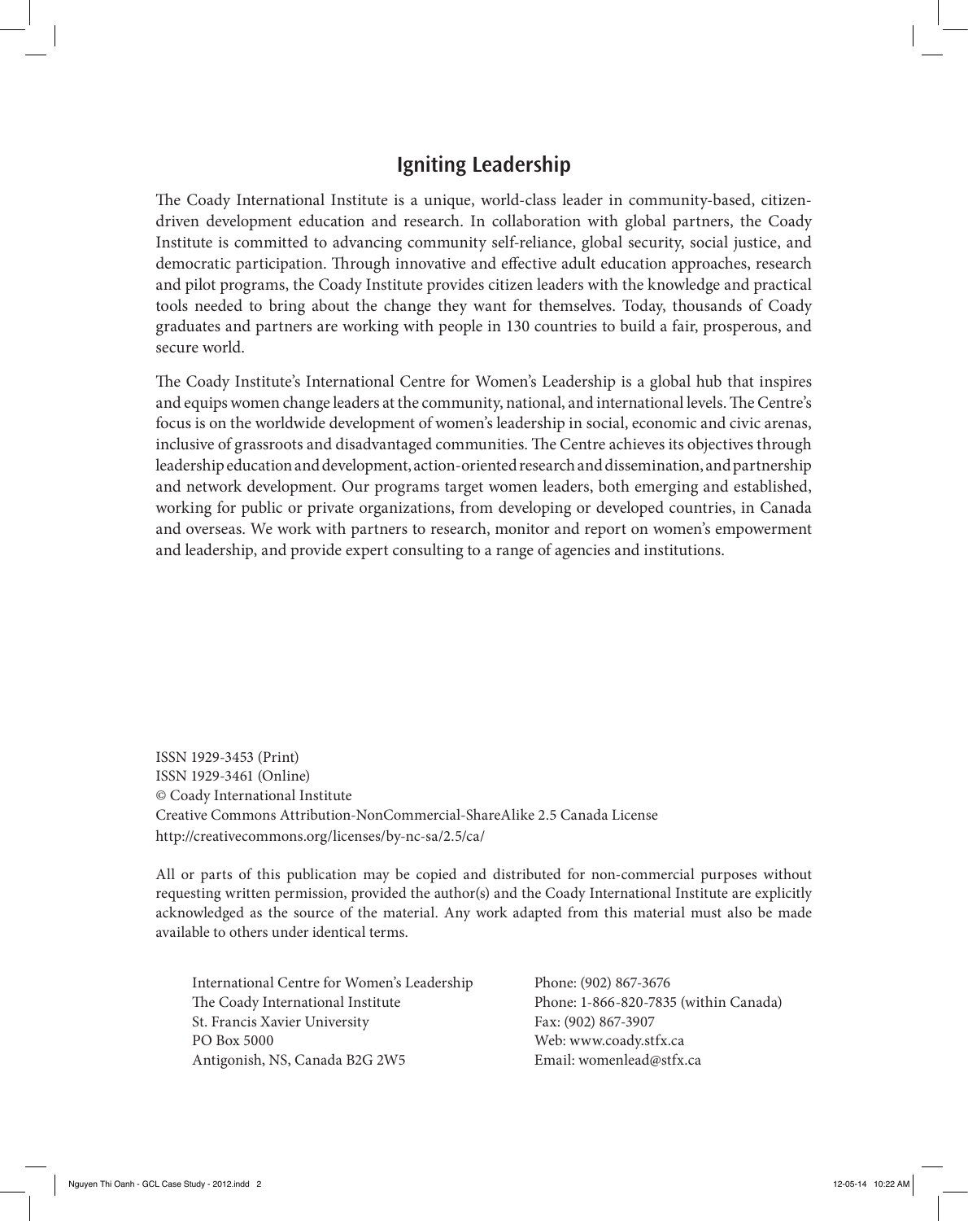## Igniting Leadership

The Coady International Institute is a unique, world-class leader in community-based, citizen-driven development education and research. In collaboration with global partners, the Coady Institute is committed to advancing community self-reliance, global security, social justice, and democratic participation. Through innovative and effective adult education approaches, research and pilot programs, the Coady Institute provides citizen leaders with the knowledge and practical tools needed to bring about the change they want for themselves. Today, thousands of Coady graduates and partners are working with people in 130 countries to build a fair, prosperous, and secure world.

The Coady Institute's International Centre for Women's Leadership is a global hub that inspires and equips women change leaders at the community, national, and international levels. The Centre's focus is on the worldwide development of women's leadership in social, economic and civic arenas, inclusive of grassroots and disadvantaged communities. The Centre achieves its objectives through leadership education and development, action-oriented research and dissemination, and partnership and network development. Our programs target women leaders, both emerging and established, working for public or private organizations, from developing or developed countries, in Canada and overseas. We work with partners to research, monitor and report on women's empowerment and leadership, and provide expert consulting to a range of agencies and institutions.

ISSN 1929-3453 (Print)
ISSN 1929-3461 (Online)
© Coady International Institute
Creative Commons Attribution-NonCommercial-ShareAlike 2.5 Canada License
http://creativecommons.org/licenses/by-nc-sa/2.5/ca/

All or parts of this publication may be copied and distributed for non-commercial purposes without requesting written permission, provided the author(s) and the Coady International Institute are explicitly acknowledged as the source of the material. Any work adapted from this material must also be made available to others under identical terms.

International Centre for Women's Leadership
The Coady International Institute
St. Francis Xavier University
PO Box 5000
Antigonish, NS, Canada B2G 2W5

Phone: (902) 867-3676
Phone: 1-866-820-7835 (within Canada)
Fax: (902) 867-3907
Web: www.coady.stfx.ca
Email: womenlead@stfx.ca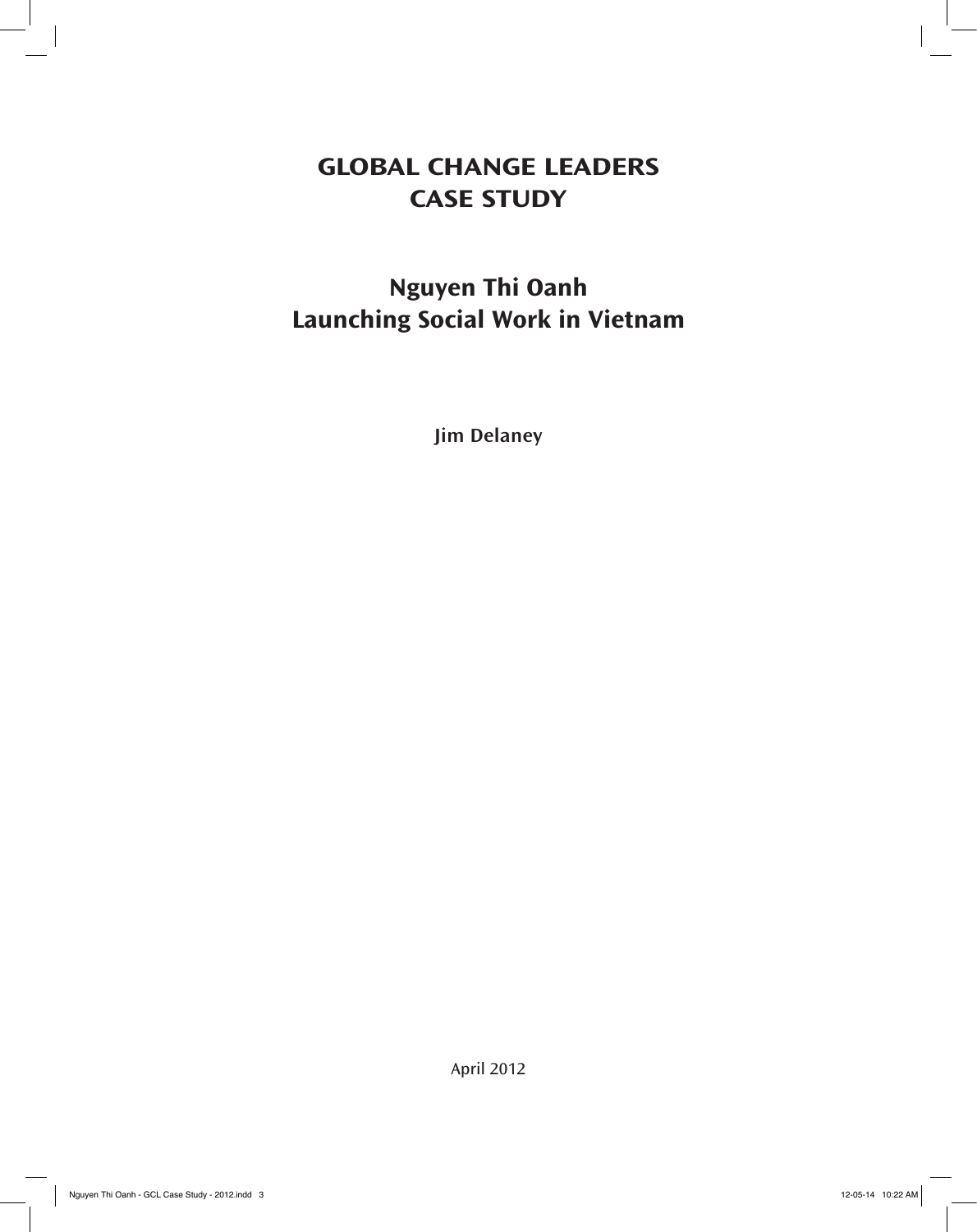# GLOBAL CHANGE LEADERS CASE STUDY

## Nguyen Thi Oanh Launching Social Work in Vietnam

**Jim Delaney**

April 2012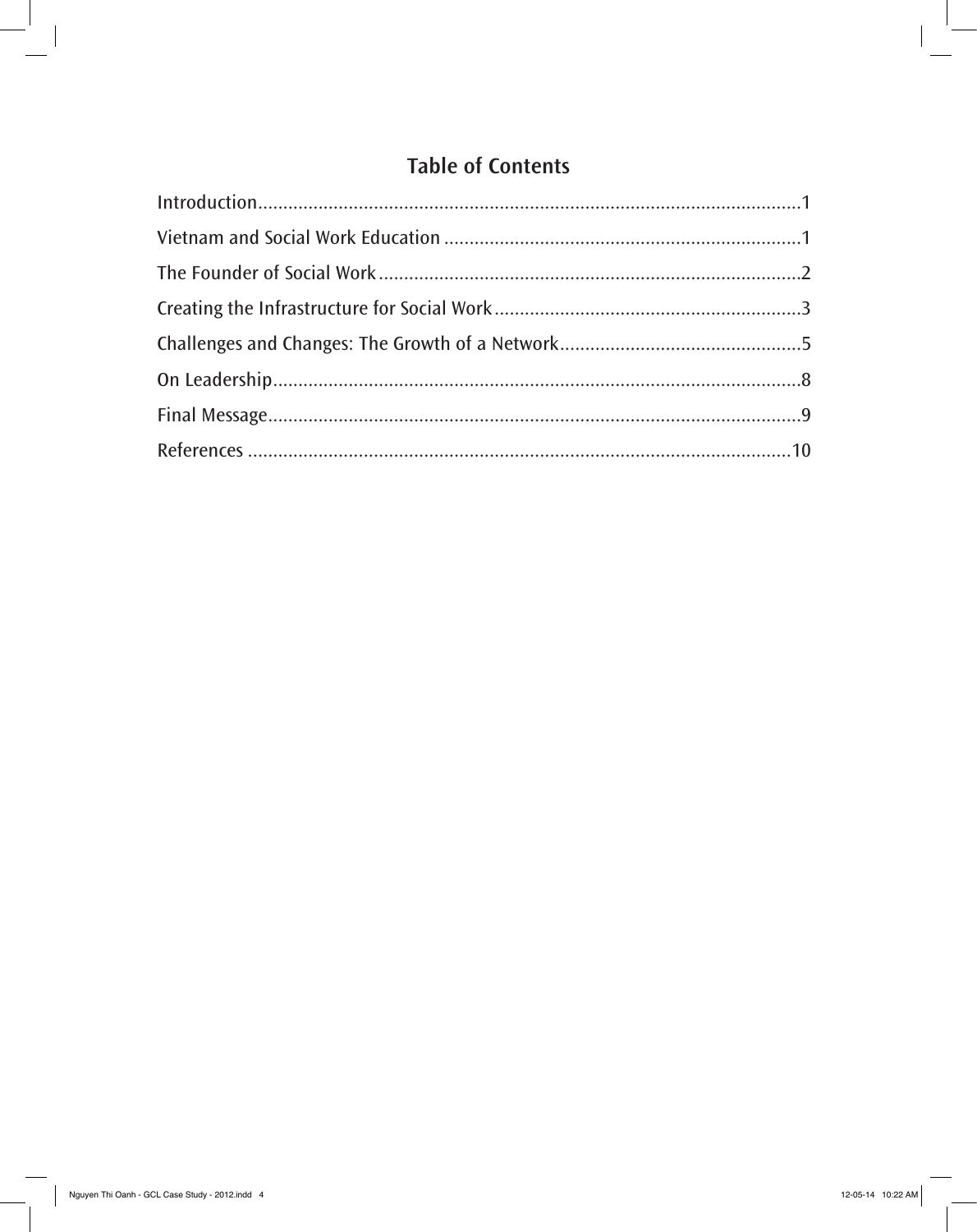## Table of Contents

Introduction..........................................................................................................1

Vietnam and Social Work Education .....................................................................1

The Founder of Social Work ..................................................................................2

Creating the Infrastructure for Social Work ...........................................................3

Challenges and Changes: The Growth of a Network ...............................................5

On Leadership.......................................................................................................8

Final Message........................................................................................................9

References ..........................................................................................................10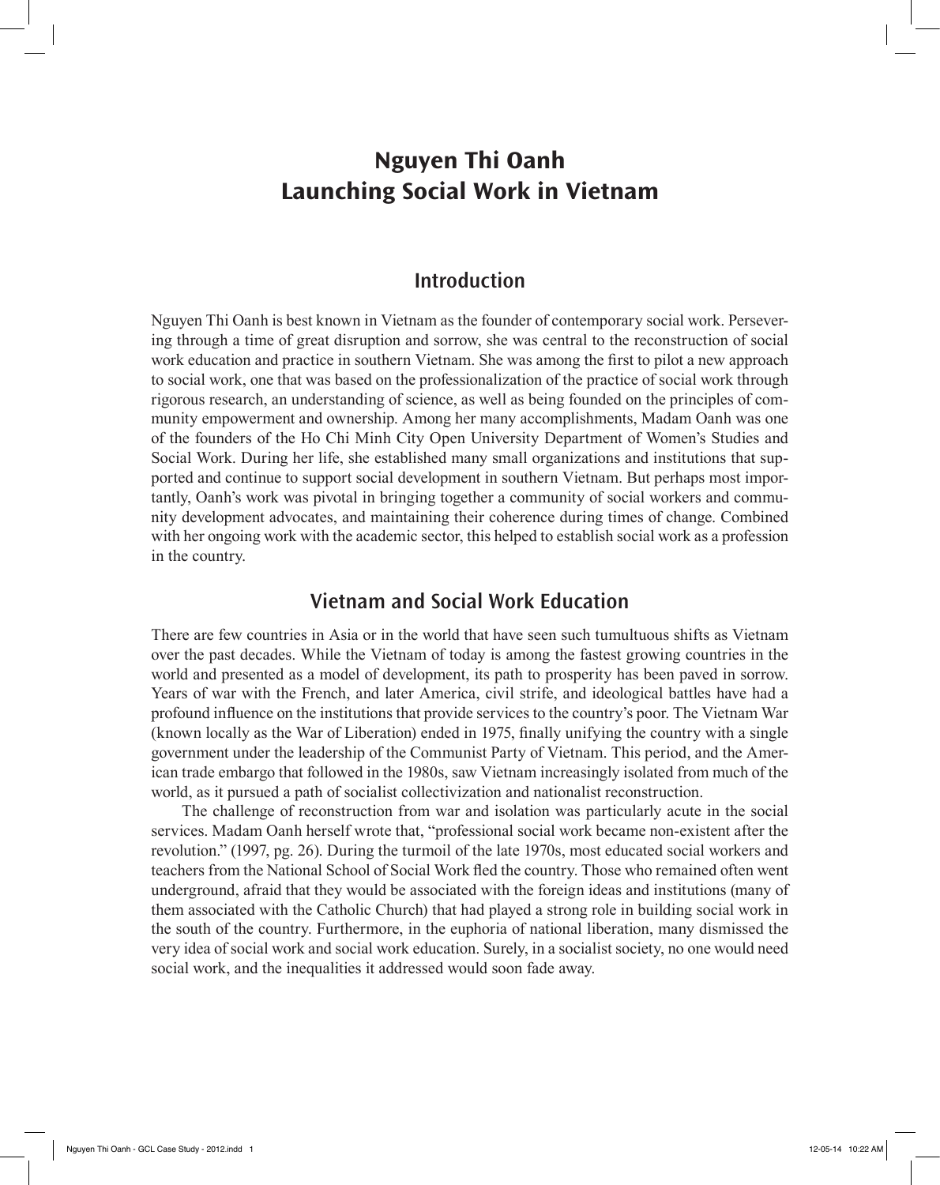# Nguyen Thi Oanh
# Launching Social Work in Vietnam

## Introduction

Nguyen Thi Oanh is best known in Vietnam as the founder of contemporary social work. Persevering through a time of great disruption and sorrow, she was central to the reconstruction of social work education and practice in southern Vietnam. She was among the first to pilot a new approach to social work, one that was based on the professionalization of the practice of social work through rigorous research, an understanding of science, as well as being founded on the principles of community empowerment and ownership. Among her many accomplishments, Madam Oanh was one of the founders of the Ho Chi Minh City Open University Department of Women's Studies and Social Work. During her life, she established many small organizations and institutions that supported and continue to support social development in southern Vietnam. But perhaps most importantly, Oanh's work was pivotal in bringing together a community of social workers and community development advocates, and maintaining their coherence during times of change. Combined with her ongoing work with the academic sector, this helped to establish social work as a profession in the country.

## Vietnam and Social Work Education

There are few countries in Asia or in the world that have seen such tumultuous shifts as Vietnam over the past decades. While the Vietnam of today is among the fastest growing countries in the world and presented as a model of development, its path to prosperity has been paved in sorrow. Years of war with the French, and later America, civil strife, and ideological battles have had a profound influence on the institutions that provide services to the country's poor. The Vietnam War (known locally as the War of Liberation) ended in 1975, finally unifying the country with a single government under the leadership of the Communist Party of Vietnam. This period, and the American trade embargo that followed in the 1980s, saw Vietnam increasingly isolated from much of the world, as it pursued a path of socialist collectivization and nationalist reconstruction.

The challenge of reconstruction from war and isolation was particularly acute in the social services. Madam Oanh herself wrote that, "professional social work became non-existent after the revolution." (1997, pg. 26). During the turmoil of the late 1970s, most educated social workers and teachers from the National School of Social Work fled the country. Those who remained often went underground, afraid that they would be associated with the foreign ideas and institutions (many of them associated with the Catholic Church) that had played a strong role in building social work in the south of the country. Furthermore, in the euphoria of national liberation, many dismissed the very idea of social work and social work education. Surely, in a socialist society, no one would need social work, and the inequalities it addressed would soon fade away.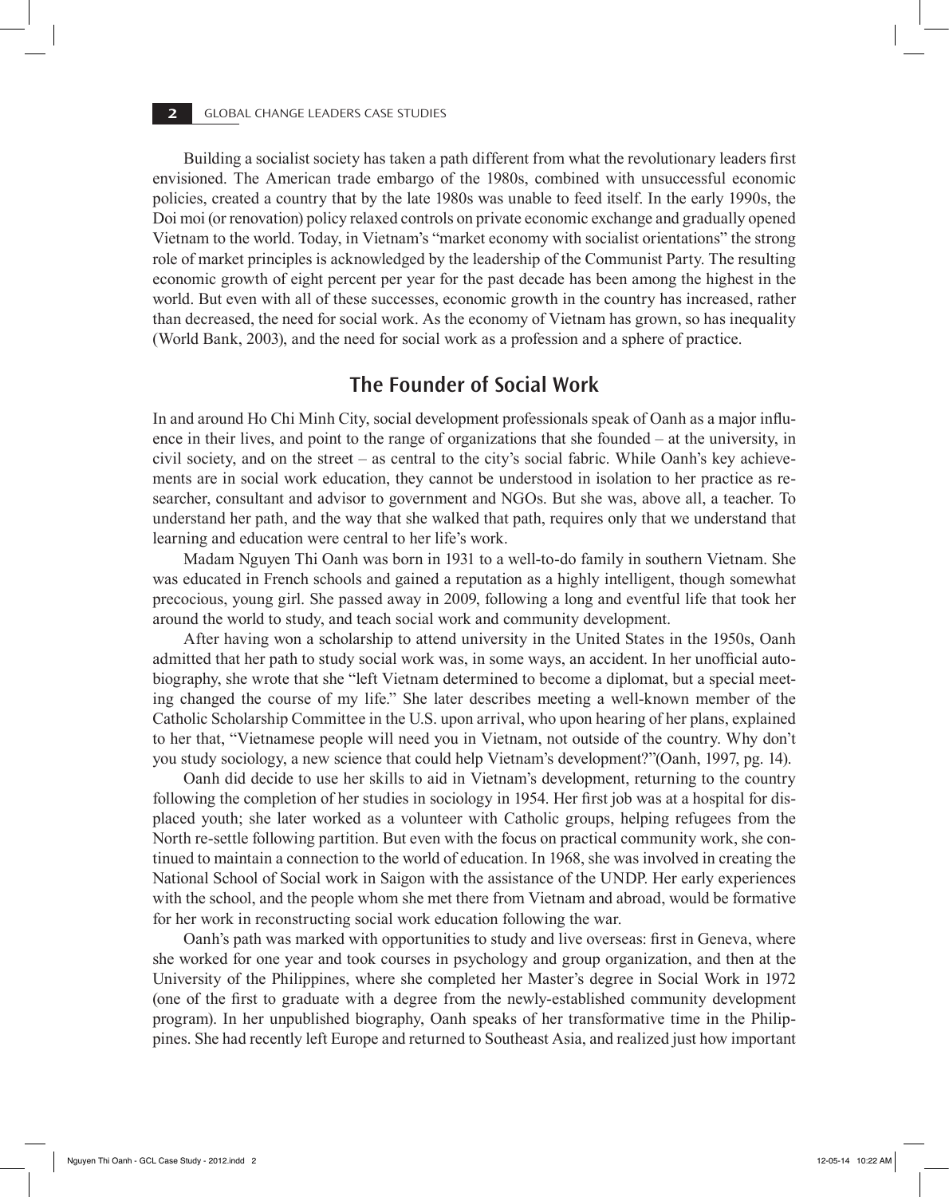Building a socialist society has taken a path different from what the revolutionary leaders first envisioned. The American trade embargo of the 1980s, combined with unsuccessful economic policies, created a country that by the late 1980s was unable to feed itself. In the early 1990s, the Doi moi (or renovation) policy relaxed controls on private economic exchange and gradually opened Vietnam to the world. Today, in Vietnam's "market economy with socialist orientations" the strong role of market principles is acknowledged by the leadership of the Communist Party. The resulting economic growth of eight percent per year for the past decade has been among the highest in the world. But even with all of these successes, economic growth in the country has increased, rather than decreased, the need for social work. As the economy of Vietnam has grown, so has inequality (World Bank, 2003), and the need for social work as a profession and a sphere of practice.

## The Founder of Social Work

In and around Ho Chi Minh City, social development professionals speak of Oanh as a major influence in their lives, and point to the range of organizations that she founded – at the university, in civil society, and on the street – as central to the city's social fabric. While Oanh's key achievements are in social work education, they cannot be understood in isolation to her practice as researcher, consultant and advisor to government and NGOs. But she was, above all, a teacher. To understand her path, and the way that she walked that path, requires only that we understand that learning and education were central to her life's work.

Madam Nguyen Thi Oanh was born in 1931 to a well-to-do family in southern Vietnam. She was educated in French schools and gained a reputation as a highly intelligent, though somewhat precocious, young girl. She passed away in 2009, following a long and eventful life that took her around the world to study, and teach social work and community development.

After having won a scholarship to attend university in the United States in the 1950s, Oanh admitted that her path to study social work was, in some ways, an accident. In her unofficial autobiography, she wrote that she "left Vietnam determined to become a diplomat, but a special meeting changed the course of my life." She later describes meeting a well-known member of the Catholic Scholarship Committee in the U.S. upon arrival, who upon hearing of her plans, explained to her that, "Vietnamese people will need you in Vietnam, not outside of the country. Why don't you study sociology, a new science that could help Vietnam's development?"(Oanh, 1997, pg. 14).

Oanh did decide to use her skills to aid in Vietnam's development, returning to the country following the completion of her studies in sociology in 1954. Her first job was at a hospital for displaced youth; she later worked as a volunteer with Catholic groups, helping refugees from the North re-settle following partition. But even with the focus on practical community work, she continued to maintain a connection to the world of education. In 1968, she was involved in creating the National School of Social work in Saigon with the assistance of the UNDP. Her early experiences with the school, and the people whom she met there from Vietnam and abroad, would be formative for her work in reconstructing social work education following the war.

Oanh's path was marked with opportunities to study and live overseas: first in Geneva, where she worked for one year and took courses in psychology and group organization, and then at the University of the Philippines, where she completed her Master's degree in Social Work in 1972 (one of the first to graduate with a degree from the newly-established community development program). In her unpublished biography, Oanh speaks of her transformative time in the Philippines. She had recently left Europe and returned to Southeast Asia, and realized just how important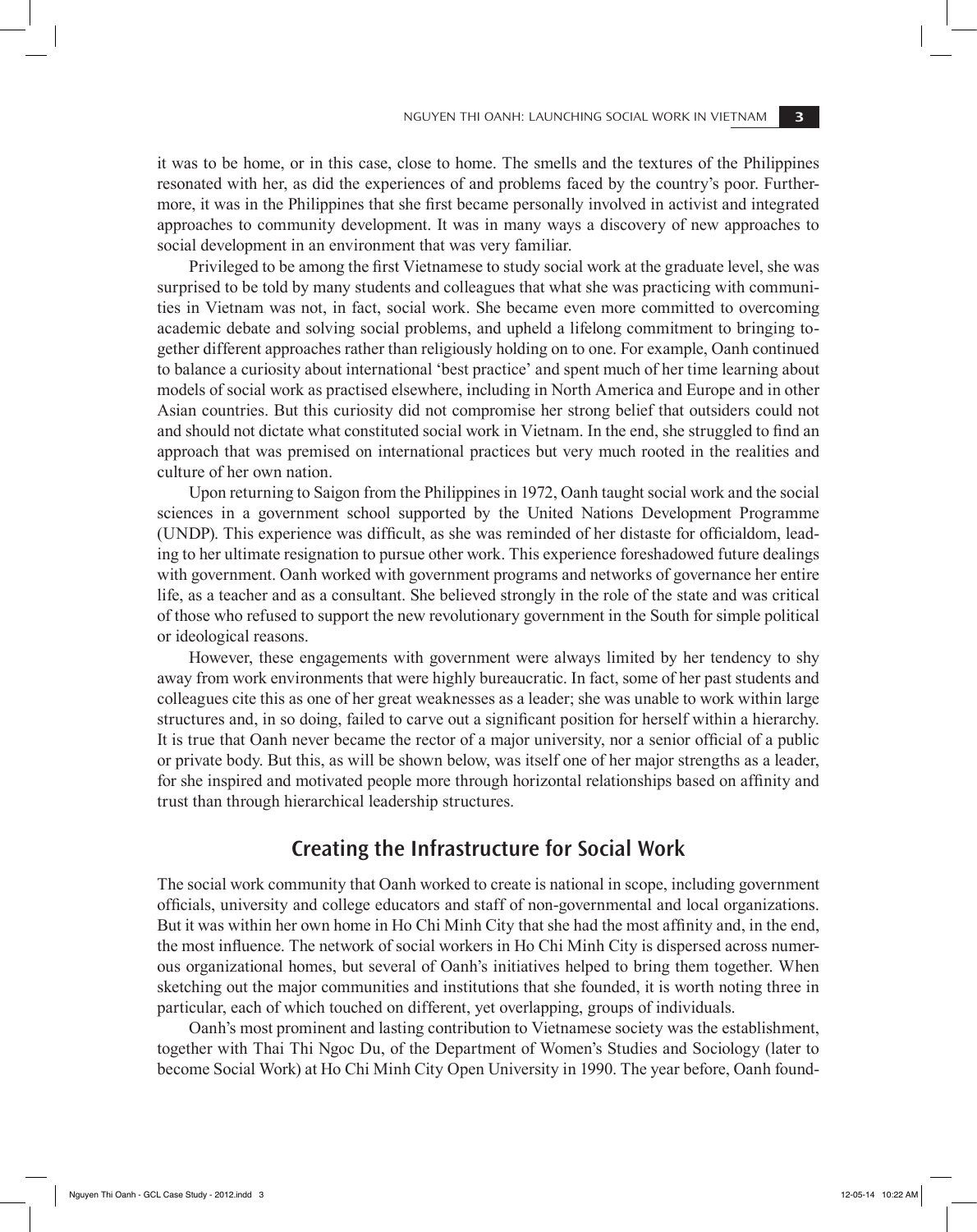it was to be home, or in this case, close to home. The smells and the textures of the Philippines resonated with her, as did the experiences of and problems faced by the country's poor. Furthermore, it was in the Philippines that she first became personally involved in activist and integrated approaches to community development. It was in many ways a discovery of new approaches to social development in an environment that was very familiar.

Privileged to be among the first Vietnamese to study social work at the graduate level, she was surprised to be told by many students and colleagues that what she was practicing with communities in Vietnam was not, in fact, social work. She became even more committed to overcoming academic debate and solving social problems, and upheld a lifelong commitment to bringing together different approaches rather than religiously holding on to one. For example, Oanh continued to balance a curiosity about international 'best practice' and spent much of her time learning about models of social work as practised elsewhere, including in North America and Europe and in other Asian countries. But this curiosity did not compromise her strong belief that outsiders could not and should not dictate what constituted social work in Vietnam. In the end, she struggled to find an approach that was premised on international practices but very much rooted in the realities and culture of her own nation.

Upon returning to Saigon from the Philippines in 1972, Oanh taught social work and the social sciences in a government school supported by the United Nations Development Programme (UNDP). This experience was difficult, as she was reminded of her distaste for officialdom, leading to her ultimate resignation to pursue other work. This experience foreshadowed future dealings with government. Oanh worked with government programs and networks of governance her entire life, as a teacher and as a consultant. She believed strongly in the role of the state and was critical of those who refused to support the new revolutionary government in the South for simple political or ideological reasons.

However, these engagements with government were always limited by her tendency to shy away from work environments that were highly bureaucratic. In fact, some of her past students and colleagues cite this as one of her great weaknesses as a leader; she was unable to work within large structures and, in so doing, failed to carve out a significant position for herself within a hierarchy. It is true that Oanh never became the rector of a major university, nor a senior official of a public or private body. But this, as will be shown below, was itself one of her major strengths as a leader, for she inspired and motivated people more through horizontal relationships based on affinity and trust than through hierarchical leadership structures.

## Creating the Infrastructure for Social Work

The social work community that Oanh worked to create is national in scope, including government officials, university and college educators and staff of non-governmental and local organizations. But it was within her own home in Ho Chi Minh City that she had the most affinity and, in the end, the most influence. The network of social workers in Ho Chi Minh City is dispersed across numerous organizational homes, but several of Oanh's initiatives helped to bring them together. When sketching out the major communities and institutions that she founded, it is worth noting three in particular, each of which touched on different, yet overlapping, groups of individuals.

Oanh's most prominent and lasting contribution to Vietnamese society was the establishment, together with Thai Thi Ngoc Du, of the Department of Women's Studies and Sociology (later to become Social Work) at Ho Chi Minh City Open University in 1990. The year before, Oanh found-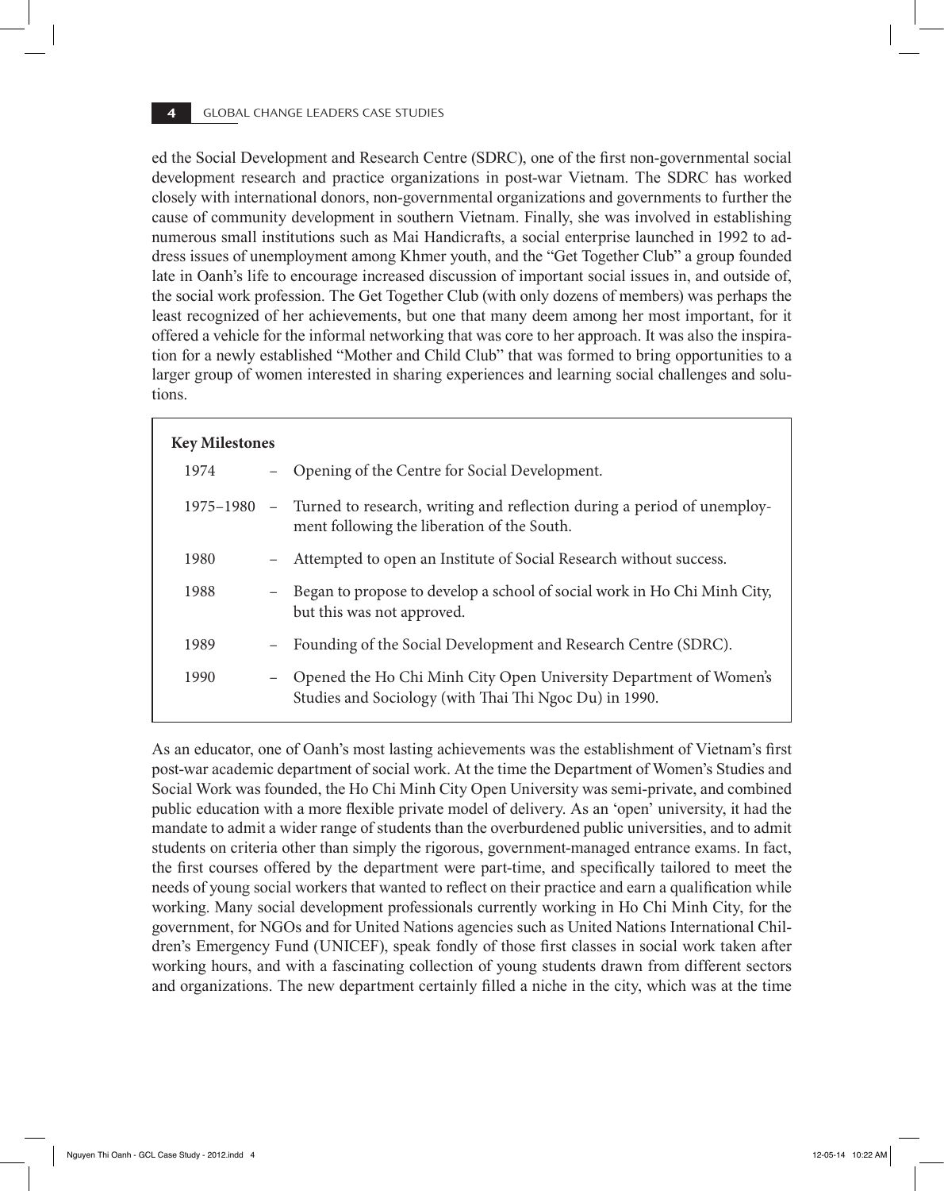ed the Social Development and Research Centre (SDRC), one of the first non-governmental social development research and practice organizations in post-war Vietnam. The SDRC has worked closely with international donors, non-governmental organizations and governments to further the cause of community development in southern Vietnam. Finally, she was involved in establishing numerous small institutions such as Mai Handicrafts, a social enterprise launched in 1992 to address issues of unemployment among Khmer youth, and the "Get Together Club" a group founded late in Oanh's life to encourage increased discussion of important social issues in, and outside of, the social work profession. The Get Together Club (with only dozens of members) was perhaps the least recognized of her achievements, but one that many deem among her most important, for it offered a vehicle for the informal networking that was core to her approach. It was also the inspiration for a newly established "Mother and Child Club" that was formed to bring opportunities to a larger group of women interested in sharing experiences and learning social challenges and solutions.

**Key Milestones**

| | |
|---|---|
| 1974 | – Opening of the Centre for Social Development. |
| 1975–1980 | – Turned to research, writing and reflection during a period of unemployment following the liberation of the South. |
| 1980 | – Attempted to open an Institute of Social Research without success. |
| 1988 | – Began to propose to develop a school of social work in Ho Chi Minh City, but this was not approved. |
| 1989 | – Founding of the Social Development and Research Centre (SDRC). |
| 1990 | – Opened the Ho Chi Minh City Open University Department of Women's Studies and Sociology (with Thai Thi Ngoc Du) in 1990. |

As an educator, one of Oanh's most lasting achievements was the establishment of Vietnam's first post-war academic department of social work. At the time the Department of Women's Studies and Social Work was founded, the Ho Chi Minh City Open University was semi-private, and combined public education with a more flexible private model of delivery. As an 'open' university, it had the mandate to admit a wider range of students than the overburdened public universities, and to admit students on criteria other than simply the rigorous, government-managed entrance exams. In fact, the first courses offered by the department were part-time, and specifically tailored to meet the needs of young social workers that wanted to reflect on their practice and earn a qualification while working. Many social development professionals currently working in Ho Chi Minh City, for the government, for NGOs and for United Nations agencies such as United Nations International Children's Emergency Fund (UNICEF), speak fondly of those first classes in social work taken after working hours, and with a fascinating collection of young students drawn from different sectors and organizations. The new department certainly filled a niche in the city, which was at the time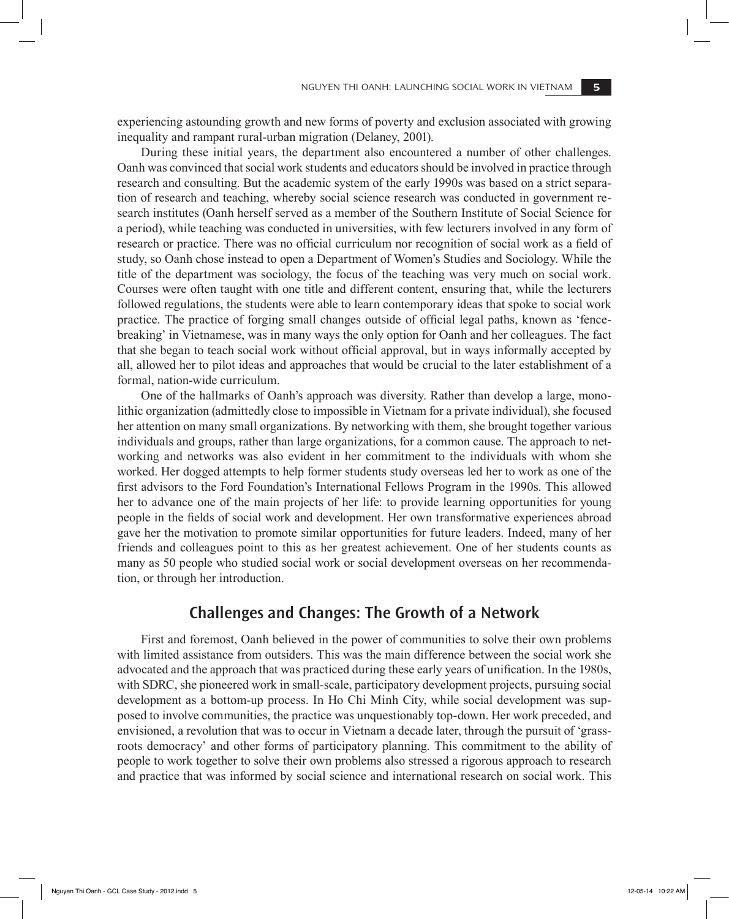experiencing astounding growth and new forms of poverty and exclusion associated with growing inequality and rampant rural-urban migration (Delaney, 2001).

During these initial years, the department also encountered a number of other challenges. Oanh was convinced that social work students and educators should be involved in practice through research and consulting. But the academic system of the early 1990s was based on a strict separation of research and teaching, whereby social science research was conducted in government research institutes (Oanh herself served as a member of the Southern Institute of Social Science for a period), while teaching was conducted in universities, with few lecturers involved in any form of research or practice. There was no official curriculum nor recognition of social work as a field of study, so Oanh chose instead to open a Department of Women's Studies and Sociology. While the title of the department was sociology, the focus of the teaching was very much on social work. Courses were often taught with one title and different content, ensuring that, while the lecturers followed regulations, the students were able to learn contemporary ideas that spoke to social work practice. The practice of forging small changes outside of official legal paths, known as 'fence-breaking' in Vietnamese, was in many ways the only option for Oanh and her colleagues. The fact that she began to teach social work without official approval, but in ways informally accepted by all, allowed her to pilot ideas and approaches that would be crucial to the later establishment of a formal, nation-wide curriculum.

One of the hallmarks of Oanh's approach was diversity. Rather than develop a large, monolithic organization (admittedly close to impossible in Vietnam for a private individual), she focused her attention on many small organizations. By networking with them, she brought together various individuals and groups, rather than large organizations, for a common cause. The approach to networking and networks was also evident in her commitment to the individuals with whom she worked. Her dogged attempts to help former students study overseas led her to work as one of the first advisors to the Ford Foundation's International Fellows Program in the 1990s. This allowed her to advance one of the main projects of her life: to provide learning opportunities for young people in the fields of social work and development. Her own transformative experiences abroad gave her the motivation to promote similar opportunities for future leaders. Indeed, many of her friends and colleagues point to this as her greatest achievement. One of her students counts as many as 50 people who studied social work or social development overseas on her recommendation, or through her introduction.

## Challenges and Changes: The Growth of a Network

First and foremost, Oanh believed in the power of communities to solve their own problems with limited assistance from outsiders. This was the main difference between the social work she advocated and the approach that was practiced during these early years of unification. In the 1980s, with SDRC, she pioneered work in small-scale, participatory development projects, pursuing social development as a bottom-up process. In Ho Chi Minh City, while social development was supposed to involve communities, the practice was unquestionably top-down. Her work preceded, and envisioned, a revolution that was to occur in Vietnam a decade later, through the pursuit of 'grassroots democracy' and other forms of participatory planning. This commitment to the ability of people to work together to solve their own problems also stressed a rigorous approach to research and practice that was informed by social science and international research on social work. This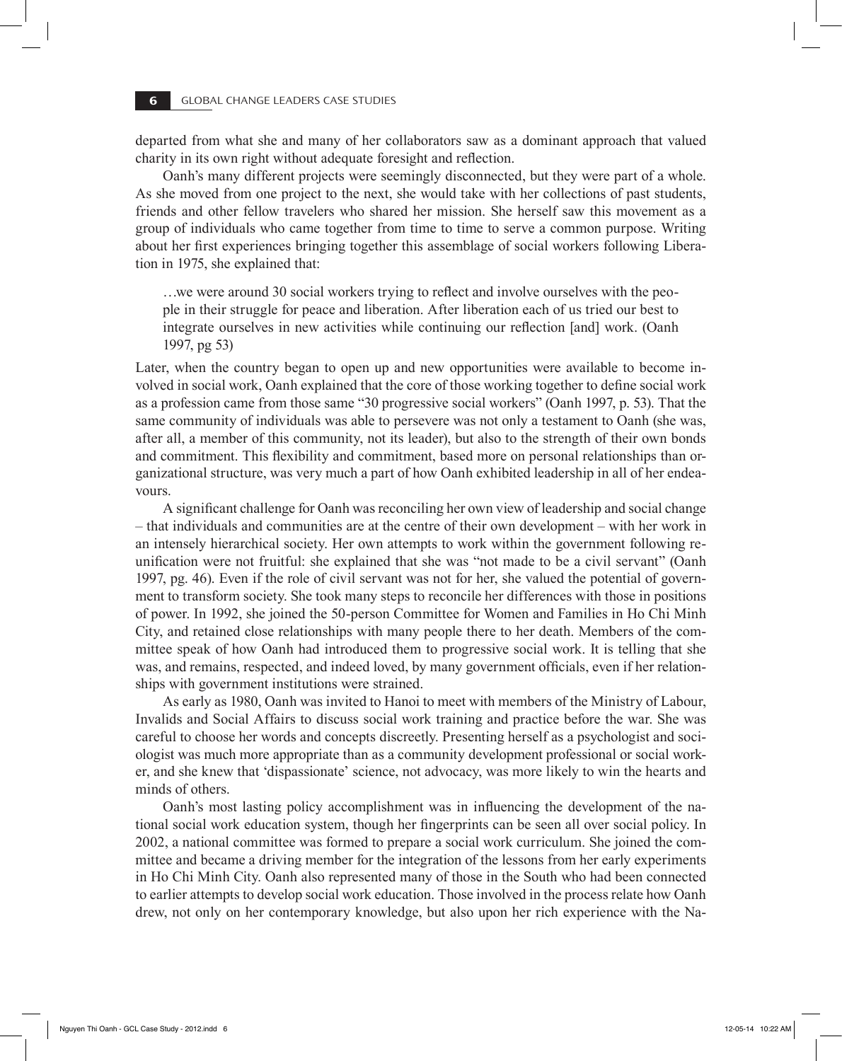departed from what she and many of her collaborators saw as a dominant approach that valued charity in its own right without adequate foresight and reflection.

Oanh's many different projects were seemingly disconnected, but they were part of a whole. As she moved from one project to the next, she would take with her collections of past students, friends and other fellow travelers who shared her mission. She herself saw this movement as a group of individuals who came together from time to time to serve a common purpose. Writing about her first experiences bringing together this assemblage of social workers following Liberation in 1975, she explained that:

> …we were around 30 social workers trying to reflect and involve ourselves with the people in their struggle for peace and liberation. After liberation each of us tried our best to integrate ourselves in new activities while continuing our reflection [and] work. (Oanh 1997, pg 53)

Later, when the country began to open up and new opportunities were available to become involved in social work, Oanh explained that the core of those working together to define social work as a profession came from those same "30 progressive social workers" (Oanh 1997, p. 53). That the same community of individuals was able to persevere was not only a testament to Oanh (she was, after all, a member of this community, not its leader), but also to the strength of their own bonds and commitment. This flexibility and commitment, based more on personal relationships than organizational structure, was very much a part of how Oanh exhibited leadership in all of her endeavours.

A significant challenge for Oanh was reconciling her own view of leadership and social change – that individuals and communities are at the centre of their own development – with her work in an intensely hierarchical society. Her own attempts to work within the government following reunification were not fruitful: she explained that she was "not made to be a civil servant" (Oanh 1997, pg. 46). Even if the role of civil servant was not for her, she valued the potential of government to transform society. She took many steps to reconcile her differences with those in positions of power. In 1992, she joined the 50-person Committee for Women and Families in Ho Chi Minh City, and retained close relationships with many people there to her death. Members of the committee speak of how Oanh had introduced them to progressive social work. It is telling that she was, and remains, respected, and indeed loved, by many government officials, even if her relationships with government institutions were strained.

As early as 1980, Oanh was invited to Hanoi to meet with members of the Ministry of Labour, Invalids and Social Affairs to discuss social work training and practice before the war. She was careful to choose her words and concepts discreetly. Presenting herself as a psychologist and sociologist was much more appropriate than as a community development professional or social worker, and she knew that 'dispassionate' science, not advocacy, was more likely to win the hearts and minds of others.

Oanh's most lasting policy accomplishment was in influencing the development of the national social work education system, though her fingerprints can be seen all over social policy. In 2002, a national committee was formed to prepare a social work curriculum. She joined the committee and became a driving member for the integration of the lessons from her early experiments in Ho Chi Minh City. Oanh also represented many of those in the South who had been connected to earlier attempts to develop social work education. Those involved in the process relate how Oanh drew, not only on her contemporary knowledge, but also upon her rich experience with the Na-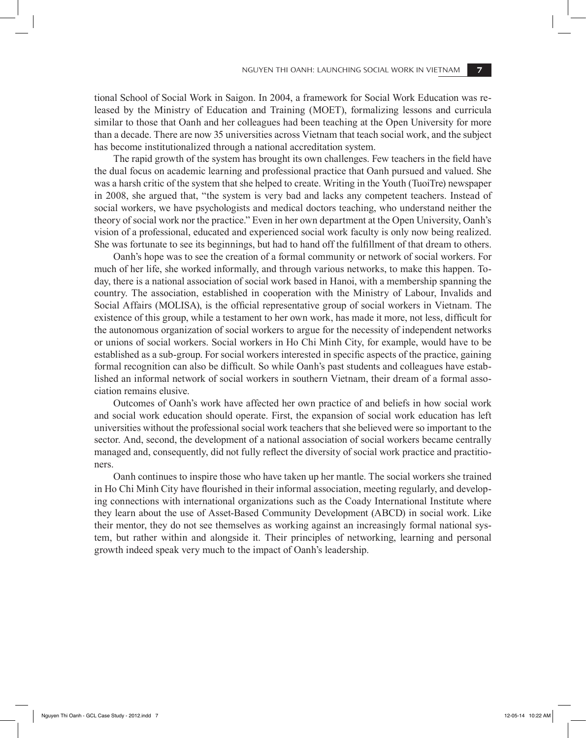tional School of Social Work in Saigon. In 2004, a framework for Social Work Education was released by the Ministry of Education and Training (MOET), formalizing lessons and curricula similar to those that Oanh and her colleagues had been teaching at the Open University for more than a decade. There are now 35 universities across Vietnam that teach social work, and the subject has become institutionalized through a national accreditation system.

The rapid growth of the system has brought its own challenges. Few teachers in the field have the dual focus on academic learning and professional practice that Oanh pursued and valued. She was a harsh critic of the system that she helped to create. Writing in the Youth (TuoiTre) newspaper in 2008, she argued that, "the system is very bad and lacks any competent teachers. Instead of social workers, we have psychologists and medical doctors teaching, who understand neither the theory of social work nor the practice." Even in her own department at the Open University, Oanh's vision of a professional, educated and experienced social work faculty is only now being realized. She was fortunate to see its beginnings, but had to hand off the fulfillment of that dream to others.

Oanh's hope was to see the creation of a formal community or network of social workers. For much of her life, she worked informally, and through various networks, to make this happen. Today, there is a national association of social work based in Hanoi, with a membership spanning the country. The association, established in cooperation with the Ministry of Labour, Invalids and Social Affairs (MOLISA), is the official representative group of social workers in Vietnam. The existence of this group, while a testament to her own work, has made it more, not less, difficult for the autonomous organization of social workers to argue for the necessity of independent networks or unions of social workers. Social workers in Ho Chi Minh City, for example, would have to be established as a sub-group. For social workers interested in specific aspects of the practice, gaining formal recognition can also be difficult. So while Oanh's past students and colleagues have established an informal network of social workers in southern Vietnam, their dream of a formal association remains elusive.

Outcomes of Oanh's work have affected her own practice of and beliefs in how social work and social work education should operate. First, the expansion of social work education has left universities without the professional social work teachers that she believed were so important to the sector. And, second, the development of a national association of social workers became centrally managed and, consequently, did not fully reflect the diversity of social work practice and practitioners.

Oanh continues to inspire those who have taken up her mantle. The social workers she trained in Ho Chi Minh City have flourished in their informal association, meeting regularly, and developing connections with international organizations such as the Coady International Institute where they learn about the use of Asset-Based Community Development (ABCD) in social work. Like their mentor, they do not see themselves as working against an increasingly formal national system, but rather within and alongside it. Their principles of networking, learning and personal growth indeed speak very much to the impact of Oanh's leadership.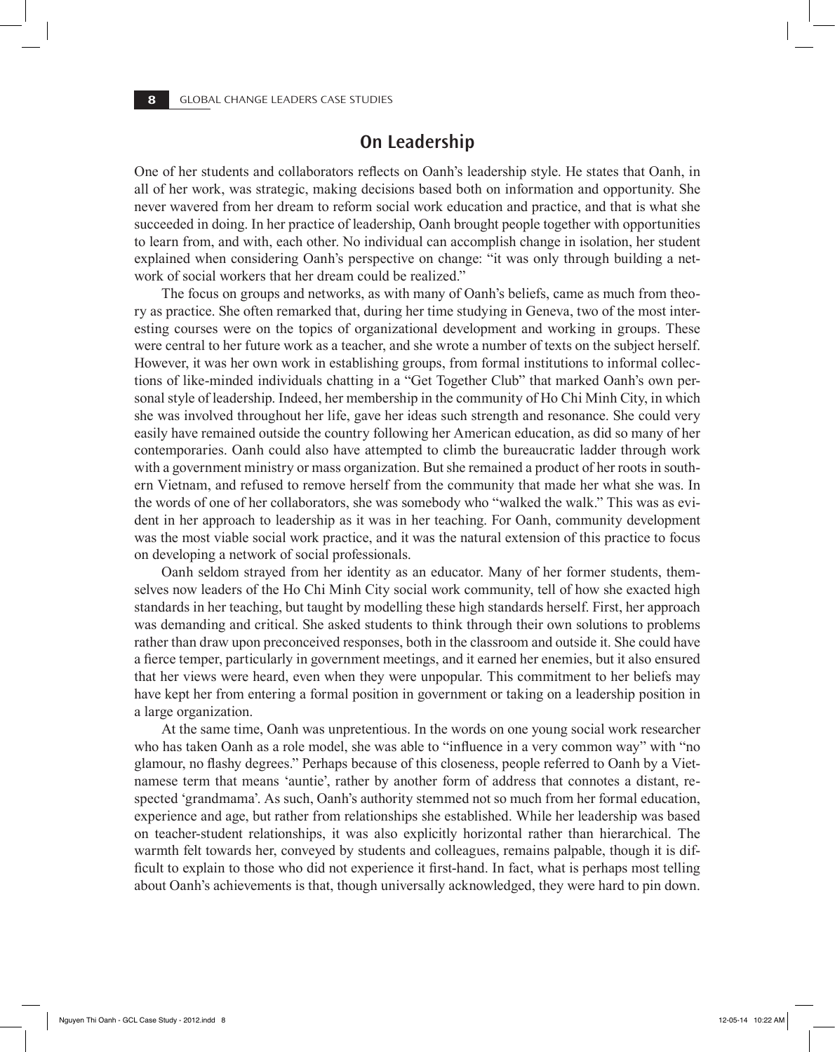## On Leadership

One of her students and collaborators reflects on Oanh's leadership style. He states that Oanh, in all of her work, was strategic, making decisions based both on information and opportunity. She never wavered from her dream to reform social work education and practice, and that is what she succeeded in doing. In her practice of leadership, Oanh brought people together with opportunities to learn from, and with, each other. No individual can accomplish change in isolation, her student explained when considering Oanh's perspective on change: "it was only through building a network of social workers that her dream could be realized."

The focus on groups and networks, as with many of Oanh's beliefs, came as much from theory as practice. She often remarked that, during her time studying in Geneva, two of the most interesting courses were on the topics of organizational development and working in groups. These were central to her future work as a teacher, and she wrote a number of texts on the subject herself. However, it was her own work in establishing groups, from formal institutions to informal collections of like-minded individuals chatting in a "Get Together Club" that marked Oanh's own personal style of leadership. Indeed, her membership in the community of Ho Chi Minh City, in which she was involved throughout her life, gave her ideas such strength and resonance. She could very easily have remained outside the country following her American education, as did so many of her contemporaries. Oanh could also have attempted to climb the bureaucratic ladder through work with a government ministry or mass organization. But she remained a product of her roots in southern Vietnam, and refused to remove herself from the community that made her what she was. In the words of one of her collaborators, she was somebody who "walked the walk." This was as evident in her approach to leadership as it was in her teaching. For Oanh, community development was the most viable social work practice, and it was the natural extension of this practice to focus on developing a network of social professionals.

Oanh seldom strayed from her identity as an educator. Many of her former students, themselves now leaders of the Ho Chi Minh City social work community, tell of how she exacted high standards in her teaching, but taught by modelling these high standards herself. First, her approach was demanding and critical. She asked students to think through their own solutions to problems rather than draw upon preconceived responses, both in the classroom and outside it. She could have a fierce temper, particularly in government meetings, and it earned her enemies, but it also ensured that her views were heard, even when they were unpopular. This commitment to her beliefs may have kept her from entering a formal position in government or taking on a leadership position in a large organization.

At the same time, Oanh was unpretentious. In the words on one young social work researcher who has taken Oanh as a role model, she was able to "influence in a very common way" with "no glamour, no flashy degrees." Perhaps because of this closeness, people referred to Oanh by a Vietnamese term that means 'auntie', rather by another form of address that connotes a distant, respected 'grandmama'. As such, Oanh's authority stemmed not so much from her formal education, experience and age, but rather from relationships she established. While her leadership was based on teacher-student relationships, it was also explicitly horizontal rather than hierarchical. The warmth felt towards her, conveyed by students and colleagues, remains palpable, though it is difficult to explain to those who did not experience it first-hand. In fact, what is perhaps most telling about Oanh's achievements is that, though universally acknowledged, they were hard to pin down.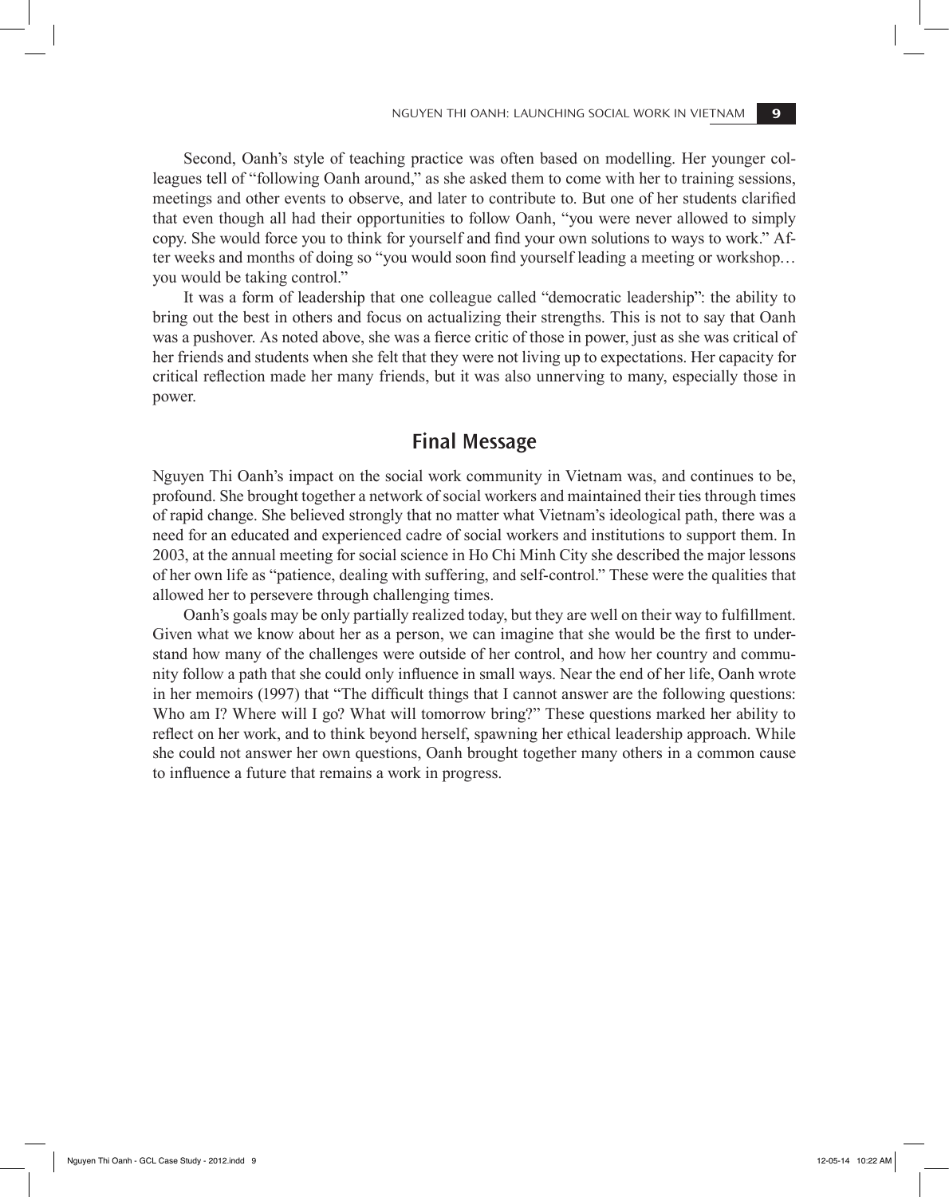Second, Oanh's style of teaching practice was often based on modelling. Her younger colleagues tell of "following Oanh around," as she asked them to come with her to training sessions, meetings and other events to observe, and later to contribute to. But one of her students clarified that even though all had their opportunities to follow Oanh, "you were never allowed to simply copy. She would force you to think for yourself and find your own solutions to ways to work." After weeks and months of doing so "you would soon find yourself leading a meeting or workshop… you would be taking control."

It was a form of leadership that one colleague called "democratic leadership": the ability to bring out the best in others and focus on actualizing their strengths. This is not to say that Oanh was a pushover. As noted above, she was a fierce critic of those in power, just as she was critical of her friends and students when she felt that they were not living up to expectations. Her capacity for critical reflection made her many friends, but it was also unnerving to many, especially those in power.

## Final Message

Nguyen Thi Oanh's impact on the social work community in Vietnam was, and continues to be, profound. She brought together a network of social workers and maintained their ties through times of rapid change. She believed strongly that no matter what Vietnam's ideological path, there was a need for an educated and experienced cadre of social workers and institutions to support them. In 2003, at the annual meeting for social science in Ho Chi Minh City she described the major lessons of her own life as "patience, dealing with suffering, and self-control." These were the qualities that allowed her to persevere through challenging times.

Oanh's goals may be only partially realized today, but they are well on their way to fulfillment. Given what we know about her as a person, we can imagine that she would be the first to understand how many of the challenges were outside of her control, and how her country and community follow a path that she could only influence in small ways. Near the end of her life, Oanh wrote in her memoirs (1997) that "The difficult things that I cannot answer are the following questions: Who am I? Where will I go? What will tomorrow bring?" These questions marked her ability to reflect on her work, and to think beyond herself, spawning her ethical leadership approach. While she could not answer her own questions, Oanh brought together many others in a common cause to influence a future that remains a work in progress.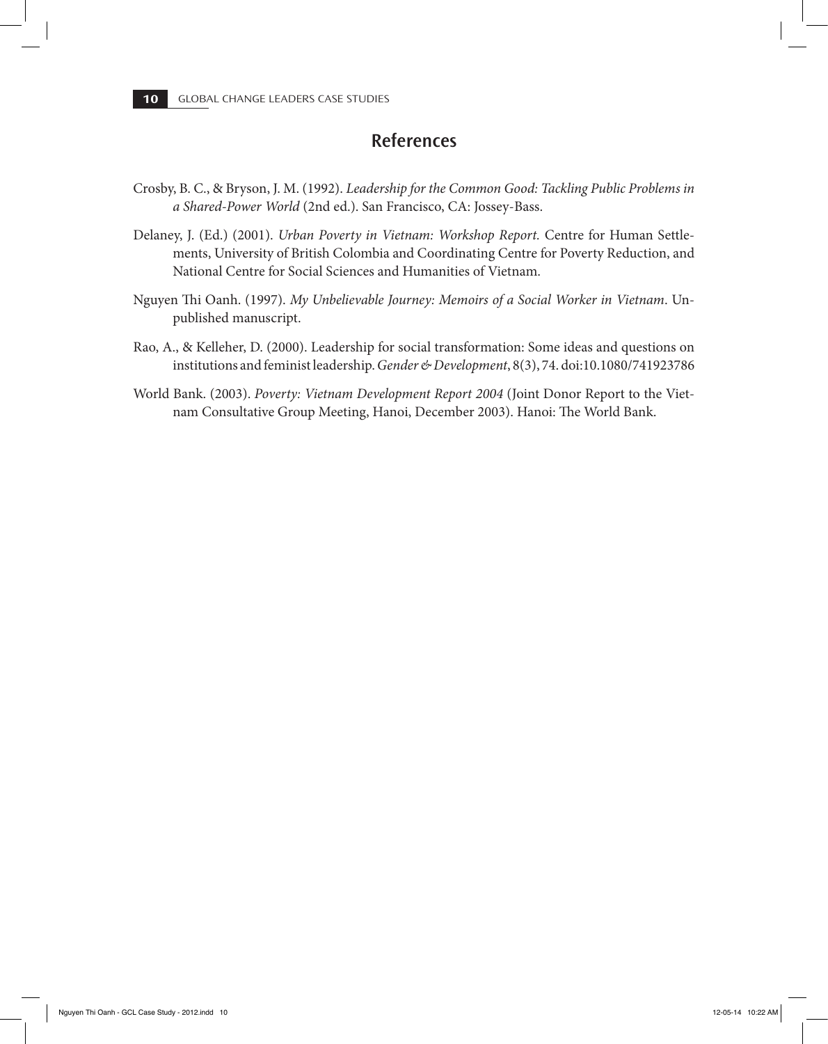## References

Crosby, B. C., & Bryson, J. M. (1992). *Leadership for the Common Good: Tackling Public Problems in a Shared-Power World* (2nd ed.). San Francisco, CA: Jossey-Bass.

Delaney, J. (Ed.) (2001). *Urban Poverty in Vietnam: Workshop Report.* Centre for Human Settlements, University of British Colombia and Coordinating Centre for Poverty Reduction, and National Centre for Social Sciences and Humanities of Vietnam.

Nguyen Thi Oanh. (1997). *My Unbelievable Journey: Memoirs of a Social Worker in Vietnam*. Unpublished manuscript.

Rao, A., & Kelleher, D. (2000). Leadership for social transformation: Some ideas and questions on institutions and feminist leadership. *Gender & Development*, 8(3), 74. doi:10.1080/741923786

World Bank. (2003). *Poverty: Vietnam Development Report 2004* (Joint Donor Report to the Vietnam Consultative Group Meeting, Hanoi, December 2003). Hanoi: The World Bank.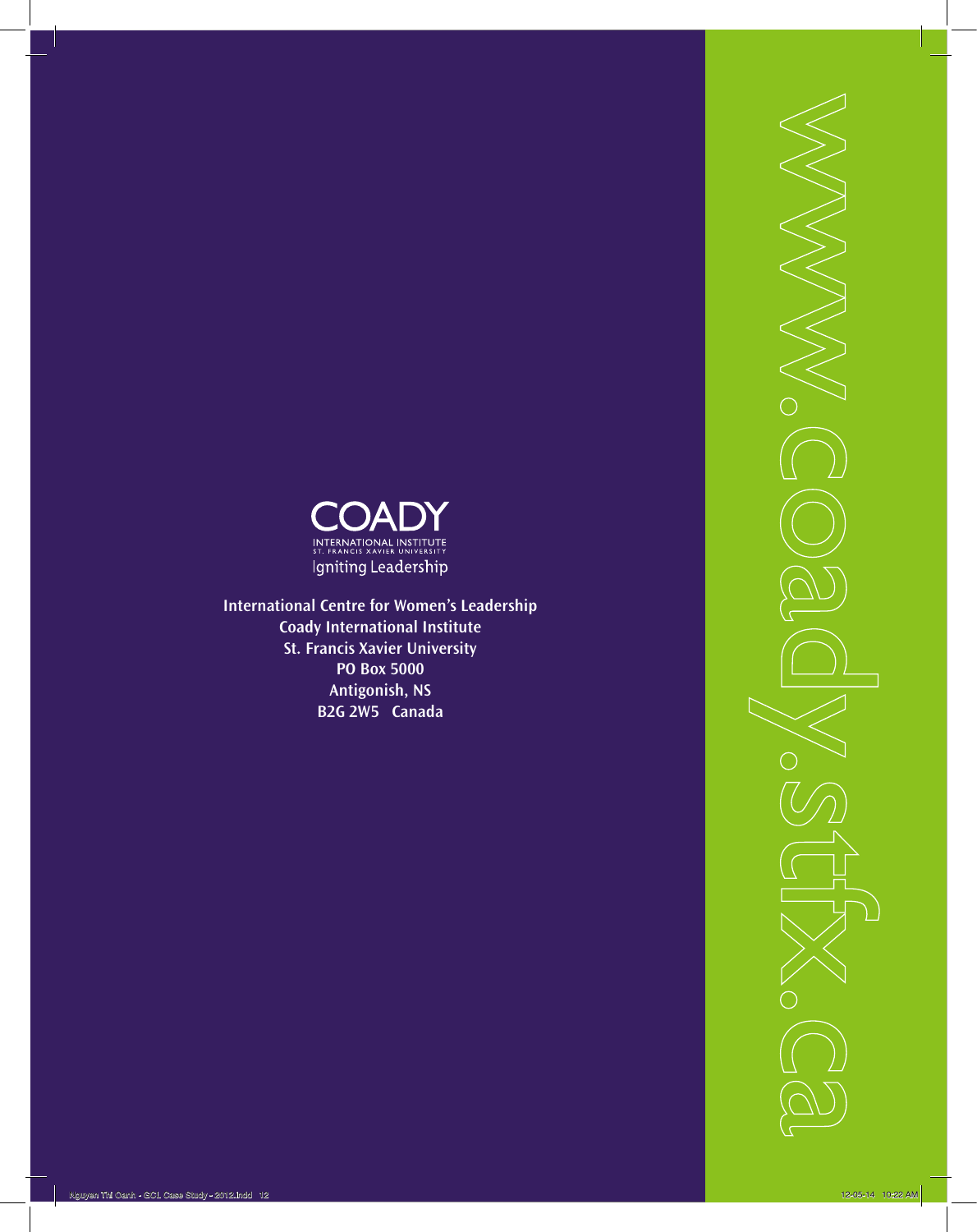COADY

INTERNATIONAL INSTITUTE
ST. FRANCIS XAVIER UNIVERSITY

Igniting Leadership

**International Centre for Women's Leadership**
**Coady International Institute**
**St. Francis Xavier University**
**PO Box 5000**
**Antigonish, NS**
**B2G 2W5 Canada**

www.coady.stfx.ca